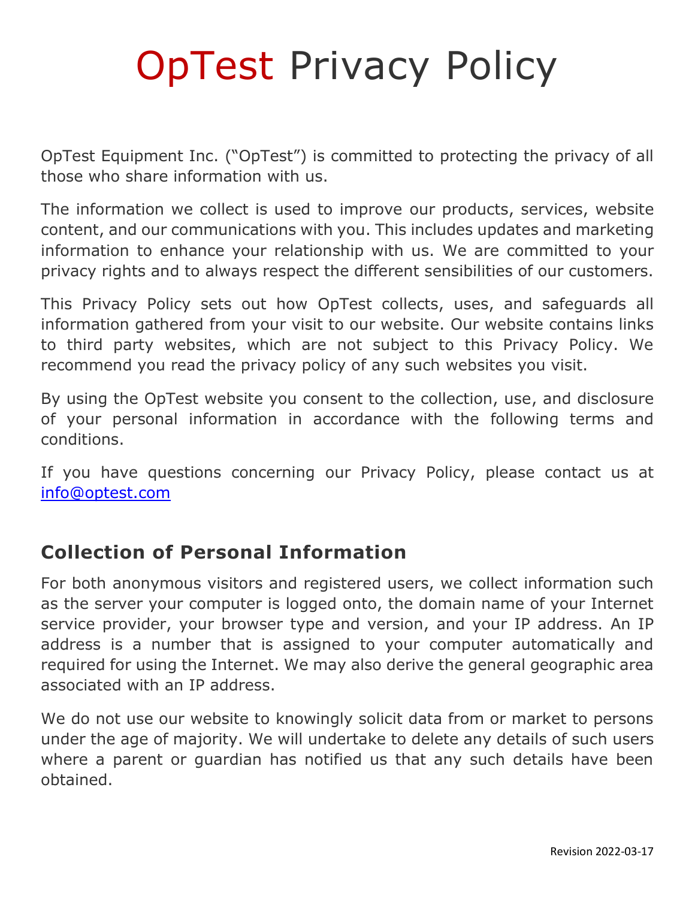# OpTest Privacy Policy

OpTest Equipment Inc. ("OpTest") is committed to protecting the privacy of all those who share information with us.

The information we collect is used to improve our products, services, website content, and our communications with you. This includes updates and marketing information to enhance your relationship with us. We are committed to your privacy rights and to always respect the different sensibilities of our customers.

This Privacy Policy sets out how OpTest collects, uses, and safeguards all information gathered from your visit to our website. Our website contains links to third party websites, which are not subject to this Privacy Policy. We recommend you read the privacy policy of any such websites you visit.

By using the OpTest website you consent to the collection, use, and disclosure of your personal information in accordance with the following terms and conditions.

If you have questions concerning our Privacy Policy, please contact us at info@optest.com

## Collection of Personal Information

For both anonymous visitors and registered users, we collect information such as the server your computer is logged onto, the domain name of your Internet service provider, your browser type and version, and your IP address. An IP address is a number that is assigned to your computer automatically and required for using the Internet. We may also derive the general geographic area associated with an IP address.

We do not use our website to knowingly solicit data from or market to persons under the age of majority. We will undertake to delete any details of such users where a parent or guardian has notified us that any such details have been obtained.

Revision 2022-03-17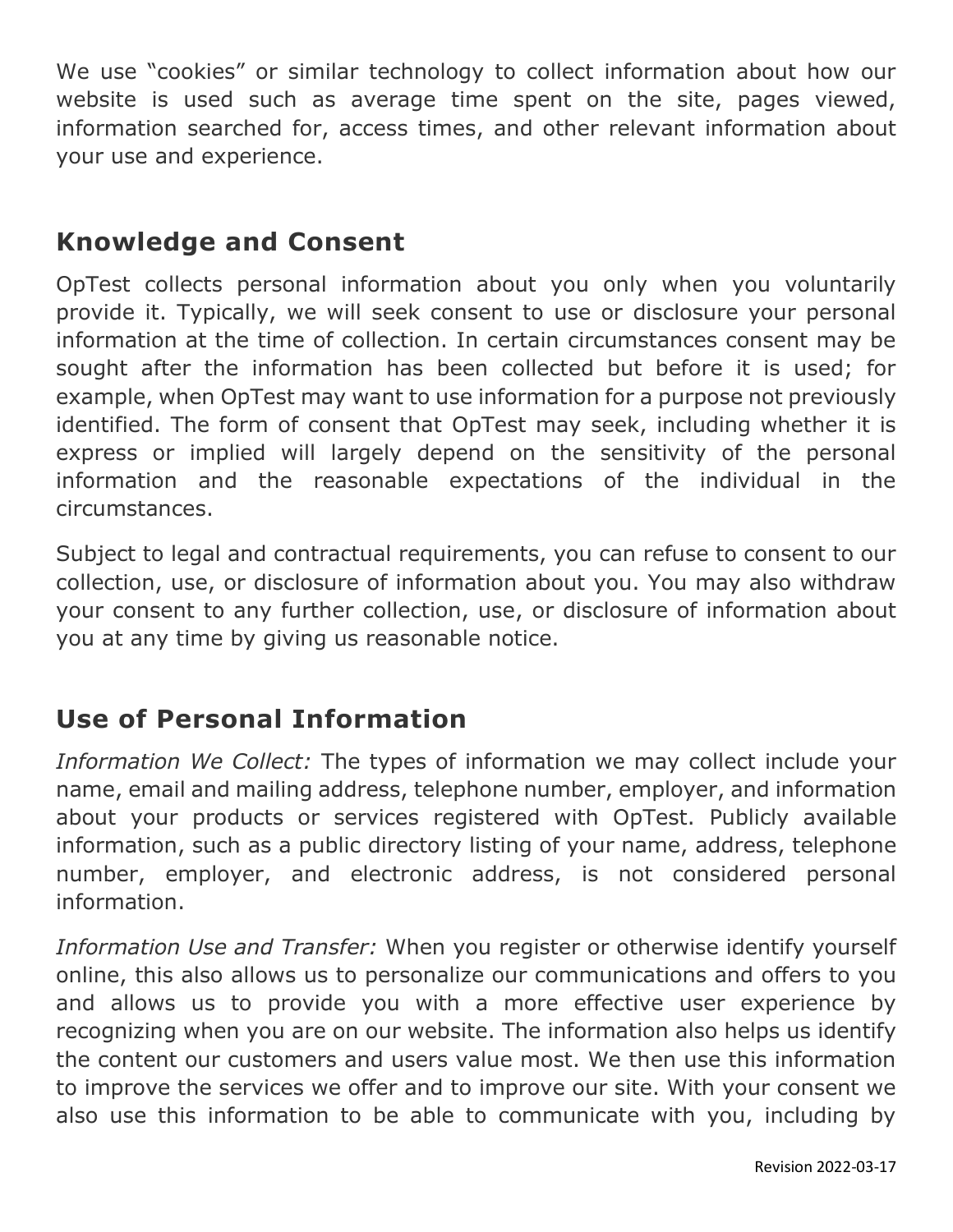We use “cookies” or similar technology to collect information about how our website is used such as average time spent on the site, pages viewed, information searched for, access times, and other relevant information about your use and experience.

## Knowledge and Consent

OpTest collects personal information about you only when you voluntarily provide it. Typically, we will seek consent to use or disclosure your personal information at the time of collection. In certain circumstances consent may be sought after the information has been collected but before it is used; for example, when OpTest may want to use information for a purpose not previously identified. The form of consent that OpTest may seek, including whether it is express or implied will largely depend on the sensitivity of the personal information and the reasonable expectations of the individual in the circumstances.

Subject to legal and contractual requirements, you can refuse to consent to our collection, use, or disclosure of information about you. You may also withdraw your consent to any further collection, use, or disclosure of information about you at any time by giving us reasonable notice.

## Use of Personal Information

*Information We Collect:* The types of information we may collect include your name, email and mailing address, telephone number, employer, and information about your products or services registered with OpTest. Publicly available information, such as a public directory listing of your name, address, telephone number, employer, and electronic address, is not considered personal information.

*Information Use and Transfer:* When you register or otherwise identify yourself online, this also allows us to personalize our communications and offers to you and allows us to provide you with a more effective user experience by recognizing when you are on our website. The information also helps us identify the content our customers and users value most. We then use this information to improve the services we offer and to improve our site. With your consent we also use this information to be able to communicate with you, including by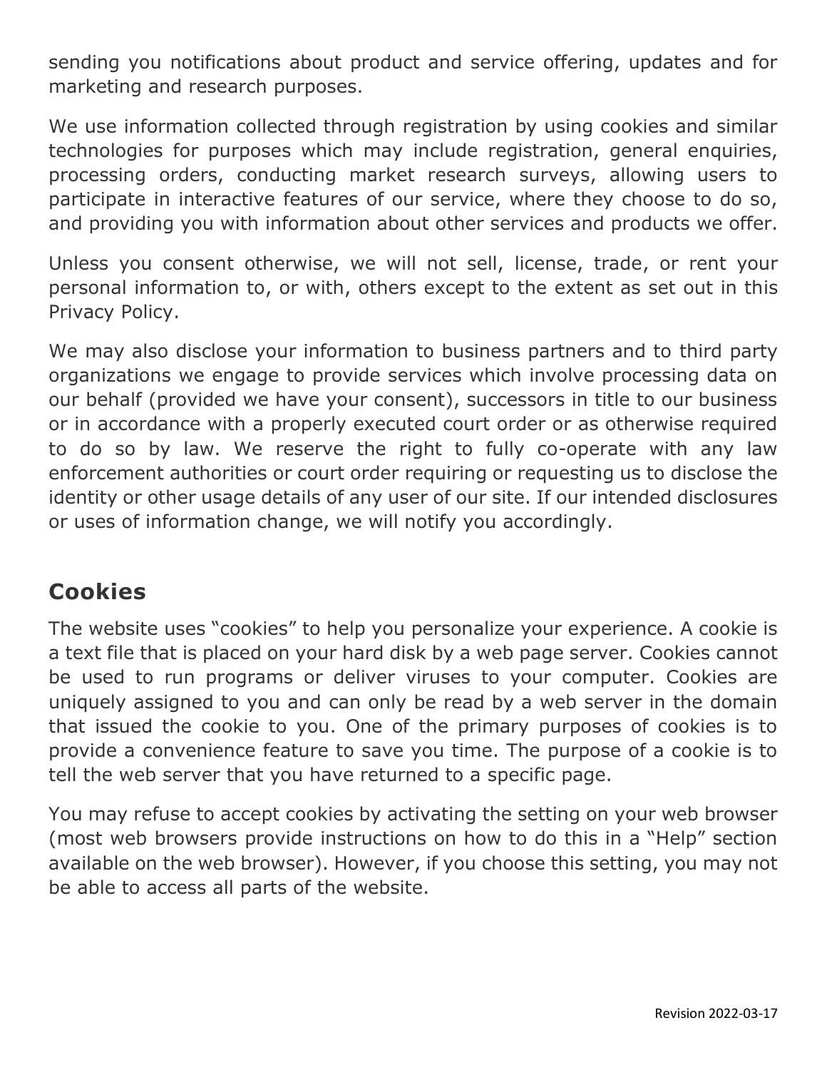sending you notifications about product and service offering, updates and for marketing and research purposes.

We use information collected through registration by using cookies and similar technologies for purposes which may include registration, general enquiries, processing orders, conducting market research surveys, allowing users to participate in interactive features of our service, where they choose to do so, and providing you with information about other services and products we offer.

Unless you consent otherwise, we will not sell, license, trade, or rent your personal information to, or with, others except to the extent as set out in this Privacy Policy.

We may also disclose your information to business partners and to third party organizations we engage to provide services which involve processing data on our behalf (provided we have your consent), successors in title to our business or in accordance with a properly executed court order or as otherwise required to do so by law. We reserve the right to fully co-operate with any law enforcement authorities or court order requiring or requesting us to disclose the identity or other usage details of any user of our site. If our intended disclosures or uses of information change, we will notify you accordingly.

## Cookies

The website uses "cookies" to help you personalize your experience. A cookie is a text file that is placed on your hard disk by a web page server. Cookies cannot be used to run programs or deliver viruses to your computer. Cookies are uniquely assigned to you and can only be read by a web server in the domain that issued the cookie to you. One of the primary purposes of cookies is to provide a convenience feature to save you time. The purpose of a cookie is to tell the web server that you have returned to a specific page.

You may refuse to accept cookies by activating the setting on your web browser (most web browsers provide instructions on how to do this in a "Help" section available on the web browser). However, if you choose this setting, you may not be able to access all parts of the website.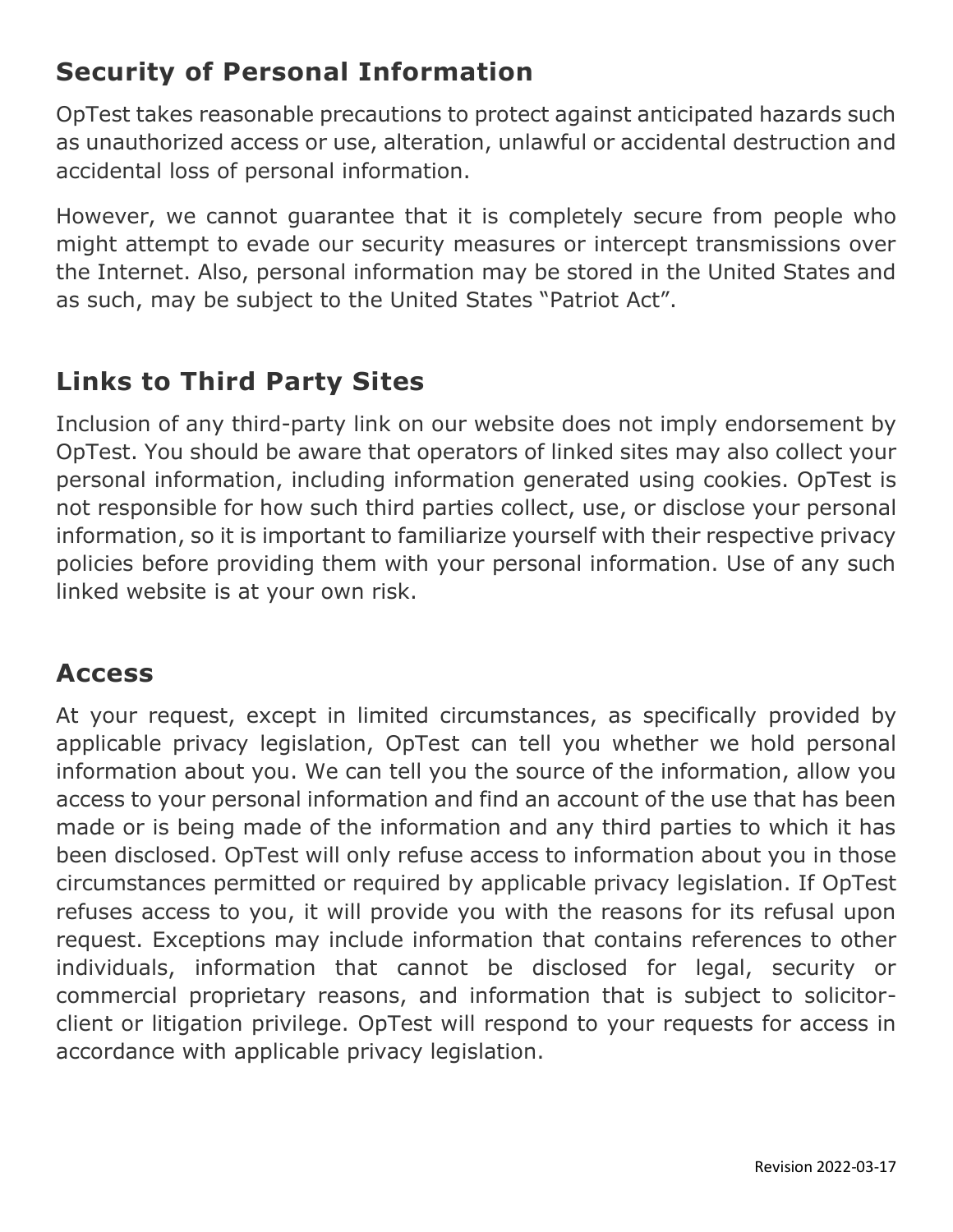## Security of Personal Information

OpTest takes reasonable precautions to protect against anticipated hazards such as unauthorized access or use, alteration, unlawful or accidental destruction and accidental loss of personal information.

However, we cannot guarantee that it is completely secure from people who might attempt to evade our security measures or intercept transmissions over the Internet. Also, personal information may be stored in the United States and as such, may be subject to the United States "Patriot Act".

## Links to Third Party Sites

Inclusion of any third-party link on our website does not imply endorsement by OpTest. You should be aware that operators of linked sites may also collect your personal information, including information generated using cookies. OpTest is not responsible for how such third parties collect, use, or disclose your personal information, so it is important to familiarize yourself with their respective privacy policies before providing them with your personal information. Use of any such linked website is at your own risk.

## Access

At your request, except in limited circumstances, as specifically provided by applicable privacy legislation, OpTest can tell you whether we hold personal information about you. We can tell you the source of the information, allow you access to your personal information and find an account of the use that has been made or is being made of the information and any third parties to which it has been disclosed. OpTest will only refuse access to information about you in those circumstances permitted or required by applicable privacy legislation. If OpTest refuses access to you, it will provide you with the reasons for its refusal upon request. Exceptions may include information that contains references to other individuals, information that cannot be disclosed for legal, security or commercial proprietary reasons, and information that is subject to solicitor-client or litigation privilege. OpTest will respond to your requests for access in accordance with applicable privacy legislation.

Revision 2022-03-17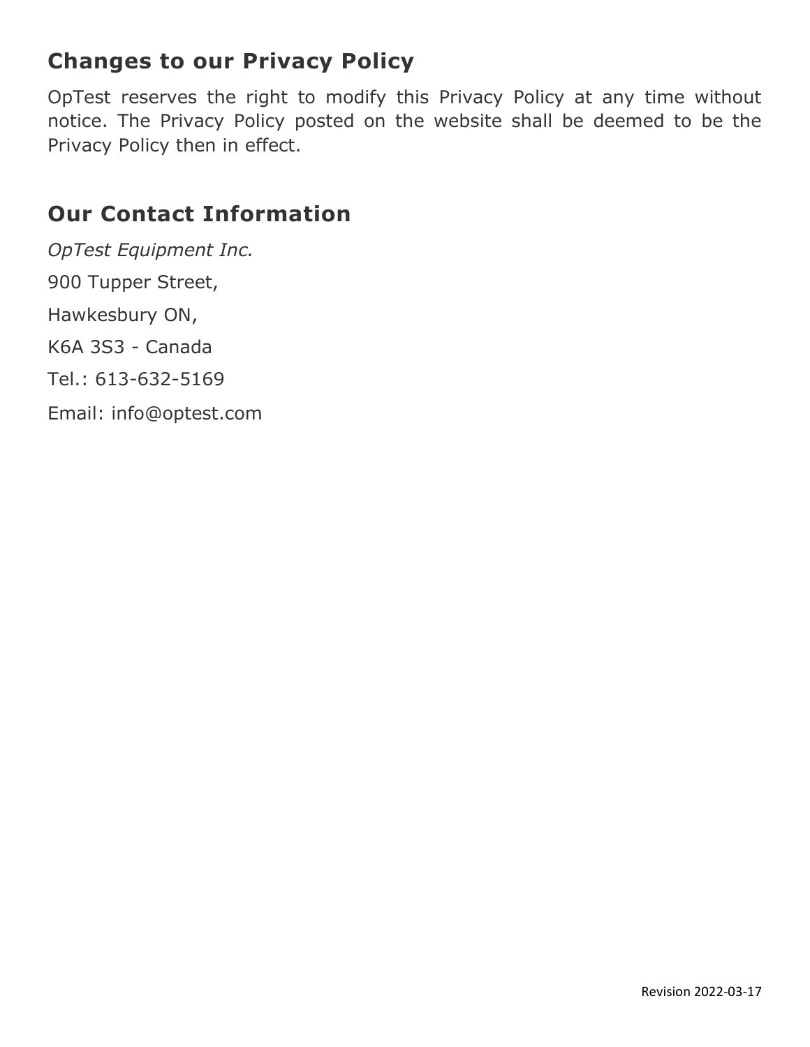## Changes to our Privacy Policy

OpTest reserves the right to modify this Privacy Policy at any time without notice. The Privacy Policy posted on the website shall be deemed to be the Privacy Policy then in effect.

## Our Contact Information

*OpTest Equipment Inc.*

900 Tupper Street,

Hawkesbury ON,

K6A 3S3 - Canada

Tel.: 613-632-5169

Email: info@optest.com

Revision 2022-03-17